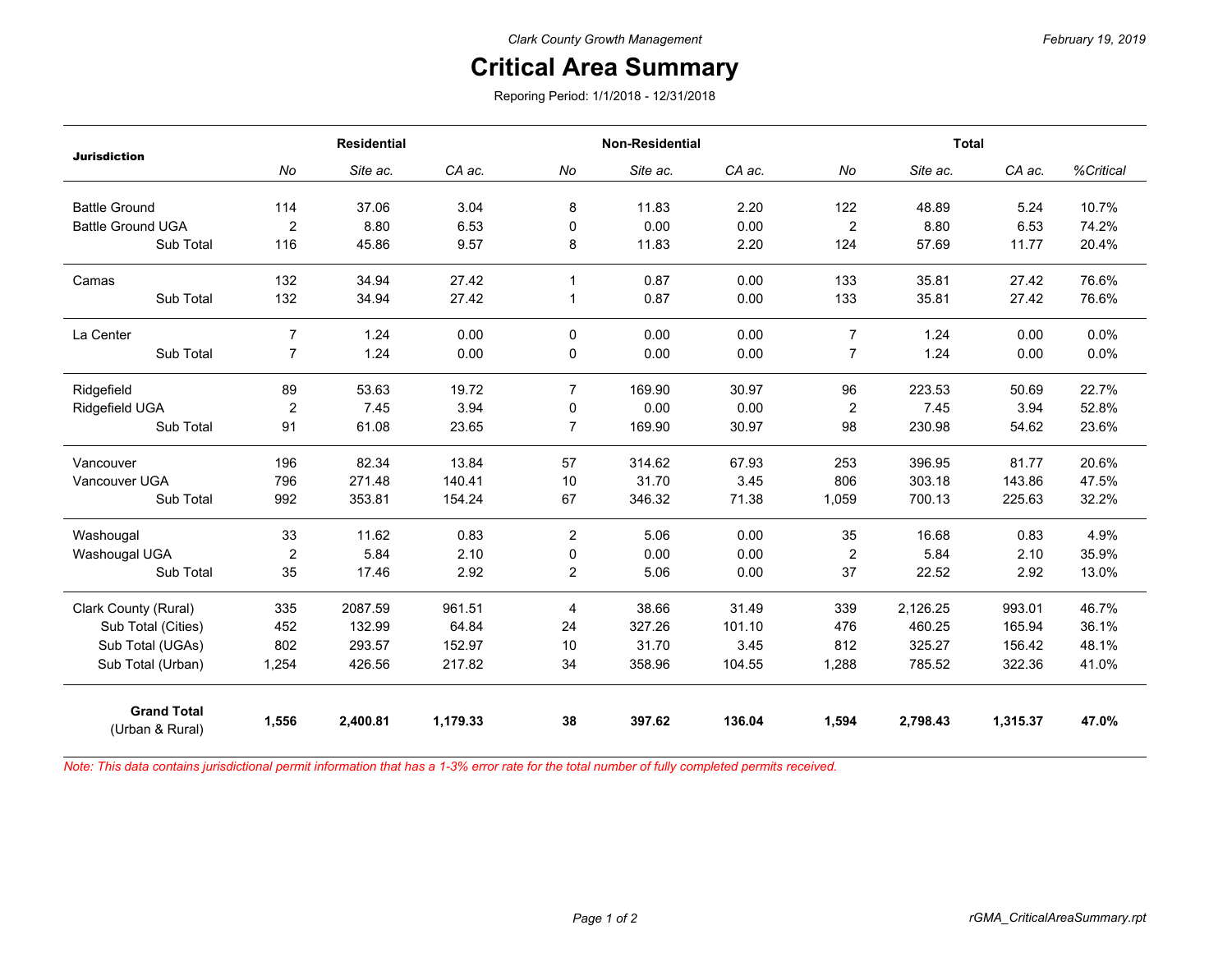Clark County Growth Management

February 19, 2019

# Critical Area Summary

Reporing Period: 1/1/2018 - 12/31/2018

| Jurisdiction | Residential | | | Non-Residential | | | Total | | | |
|---|---|---|---|---|---|---|---|---|---|---|
| | *No* | *Site ac.* | *CA ac.* | *No* | *Site ac.* | *CA ac.* | *No* | *Site ac.* | *CA ac.* | *%Critical* |
| Battle Ground | 114 | 37.06 | 3.04 | 8 | 11.83 | 2.20 | 122 | 48.89 | 5.24 | 10.7% |
| Battle Ground UGA | 2 | 8.80 | 6.53 | 0 | 0.00 | 0.00 | 2 | 8.80 | 6.53 | 74.2% |
| Sub Total | 116 | 45.86 | 9.57 | 8 | 11.83 | 2.20 | 124 | 57.69 | 11.77 | 20.4% |
| Camas | 132 | 34.94 | 27.42 | 1 | 0.87 | 0.00 | 133 | 35.81 | 27.42 | 76.6% |
| Sub Total | 132 | 34.94 | 27.42 | 1 | 0.87 | 0.00 | 133 | 35.81 | 27.42 | 76.6% |
| La Center | 7 | 1.24 | 0.00 | 0 | 0.00 | 0.00 | 7 | 1.24 | 0.00 | 0.0% |
| Sub Total | 7 | 1.24 | 0.00 | 0 | 0.00 | 0.00 | 7 | 1.24 | 0.00 | 0.0% |
| Ridgefield | 89 | 53.63 | 19.72 | 7 | 169.90 | 30.97 | 96 | 223.53 | 50.69 | 22.7% |
| Ridgefield UGA | 2 | 7.45 | 3.94 | 0 | 0.00 | 0.00 | 2 | 7.45 | 3.94 | 52.8% |
| Sub Total | 91 | 61.08 | 23.65 | 7 | 169.90 | 30.97 | 98 | 230.98 | 54.62 | 23.6% |
| Vancouver | 196 | 82.34 | 13.84 | 57 | 314.62 | 67.93 | 253 | 396.95 | 81.77 | 20.6% |
| Vancouver UGA | 796 | 271.48 | 140.41 | 10 | 31.70 | 3.45 | 806 | 303.18 | 143.86 | 47.5% |
| Sub Total | 992 | 353.81 | 154.24 | 67 | 346.32 | 71.38 | 1,059 | 700.13 | 225.63 | 32.2% |
| Washougal | 33 | 11.62 | 0.83 | 2 | 5.06 | 0.00 | 35 | 16.68 | 0.83 | 4.9% |
| Washougal UGA | 2 | 5.84 | 2.10 | 0 | 0.00 | 0.00 | 2 | 5.84 | 2.10 | 35.9% |
| Sub Total | 35 | 17.46 | 2.92 | 2 | 5.06 | 0.00 | 37 | 22.52 | 2.92 | 13.0% |
| Clark County (Rural) | 335 | 2087.59 | 961.51 | 4 | 38.66 | 31.49 | 339 | 2,126.25 | 993.01 | 46.7% |
| Sub Total (Cities) | 452 | 132.99 | 64.84 | 24 | 327.26 | 101.10 | 476 | 460.25 | 165.94 | 36.1% |
| Sub Total (UGAs) | 802 | 293.57 | 152.97 | 10 | 31.70 | 3.45 | 812 | 325.27 | 156.42 | 48.1% |
| Sub Total (Urban) | 1,254 | 426.56 | 217.82 | 34 | 358.96 | 104.55 | 1,288 | 785.52 | 322.36 | 41.0% |
| **Grand Total** (Urban & Rural) | **1,556** | **2,400.81** | **1,179.33** | **38** | **397.62** | **136.04** | **1,594** | **2,798.43** | **1,315.37** | **47.0%** |

*Note: This data contains jurisdictional permit information that has a 1-3% error rate for the total number of fully completed permits received.*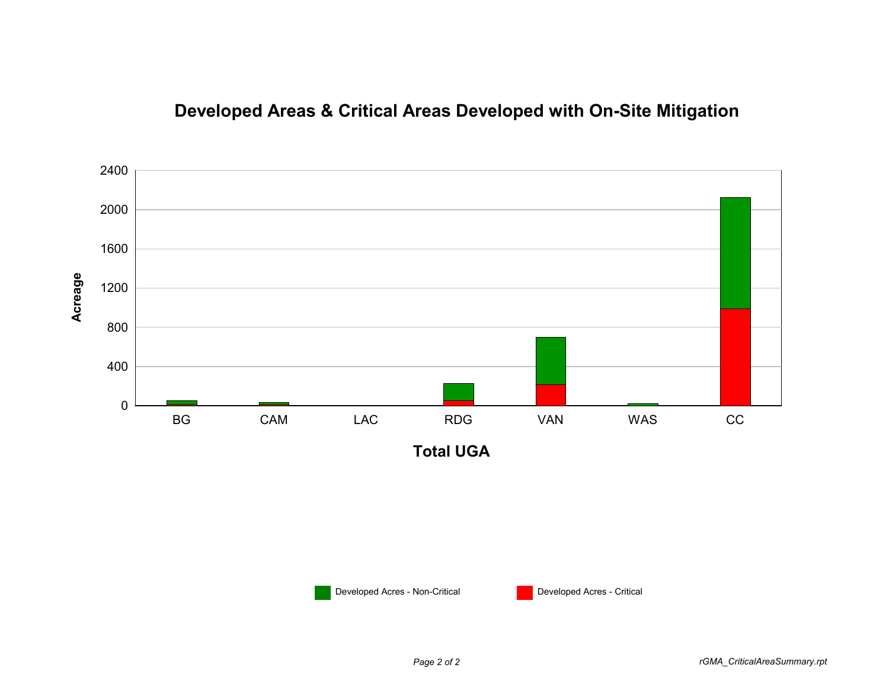# Developed Areas & Critical Areas Developed with On-Site Mitigation

Acreage

2400
2000
1600
1200
800
400
0

BG
CAM
LAC
RDG
VAN
WAS
CC

Total UGA

Developed Acres - Non-Critical

Developed Acres - Critical

rGMA_CriticalAreaSummary.rpt